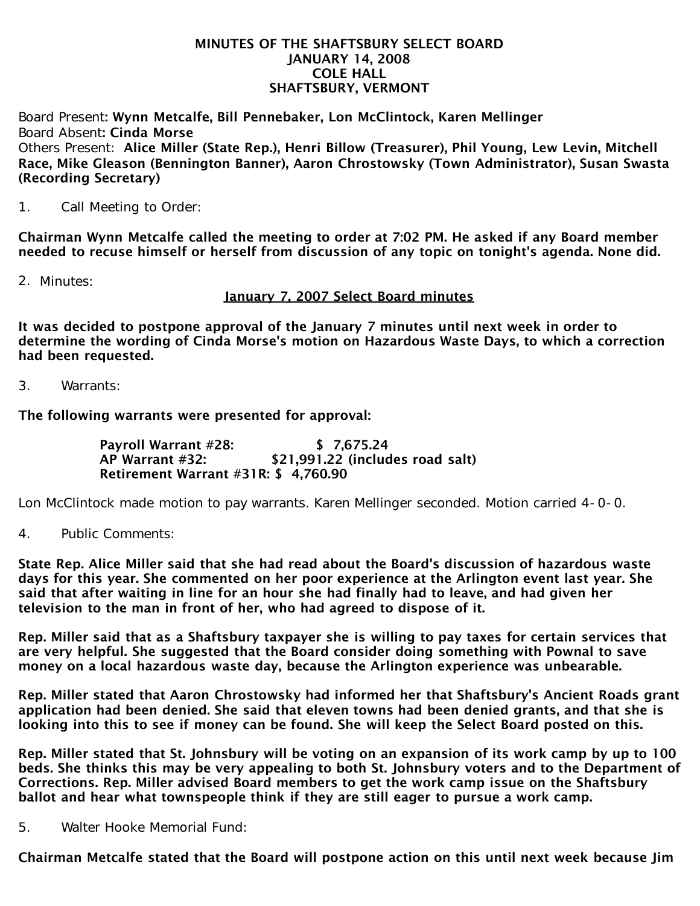**MINUTES OF THE SHAFTSBURY SELECT BOARD**
**JANUARY 14, 2008**
**COLE HALL**
**SHAFTSBURY, VERMONT**

Board Present**: Wynn Metcalfe, Bill Pennebaker, Lon McClintock, Karen Mellinger**
Board Absent**: Cinda Morse**
Others Present: **Alice Miller (State Rep.), Henri Billow (Treasurer), Phil Young, Lew Levin, Mitchell Race, Mike Gleason (Bennington Banner), Aaron Chrostowsky (Town Administrator), Susan Swasta (Recording Secretary)**

1. Call Meeting to Order:

**Chairman Wynn Metcalfe called the meeting to order at 7:02 PM. He asked if any Board member needed to recuse himself or herself from discussion of any topic on tonight's agenda. None did.**

2. Minutes:

**January 7, 2007 Select Board minutes**

**It was decided to postpone approval of the January 7 minutes until next week in order to determine the wording of Cinda Morse's motion on Hazardous Waste Days, to which a correction had been requested.**

3. Warrants:

**The following warrants were presented for approval:**

**Payroll Warrant #28: $ 7,675.24**
**AP Warrant #32: $21,991.22 (includes road salt)**
**Retirement Warrant #31R: $ 4,760.90**

Lon McClintock made motion to pay warrants. Karen Mellinger seconded. Motion carried 4-0-0.

4. Public Comments:

**State Rep. Alice Miller said that she had read about the Board's discussion of hazardous waste days for this year. She commented on her poor experience at the Arlington event last year. She said that after waiting in line for an hour she had finally had to leave, and had given her television to the man in front of her, who had agreed to dispose of it.**

**Rep. Miller said that as a Shaftsbury taxpayer she is willing to pay taxes for certain services that are very helpful. She suggested that the Board consider doing something with Pownal to save money on a local hazardous waste day, because the Arlington experience was unbearable.**

**Rep. Miller stated that Aaron Chrostowsky had informed her that Shaftsbury's Ancient Roads grant application had been denied. She said that eleven towns had been denied grants, and that she is looking into this to see if money can be found. She will keep the Select Board posted on this.**

**Rep. Miller stated that St. Johnsbury will be voting on an expansion of its work camp by up to 100 beds. She thinks this may be very appealing to both St. Johnsbury voters and to the Department of Corrections. Rep. Miller advised Board members to get the work camp issue on the Shaftsbury ballot and hear what townspeople think if they are still eager to pursue a work camp.**

5. Walter Hooke Memorial Fund:

**Chairman Metcalfe stated that the Board will postpone action on this until next week because Jim**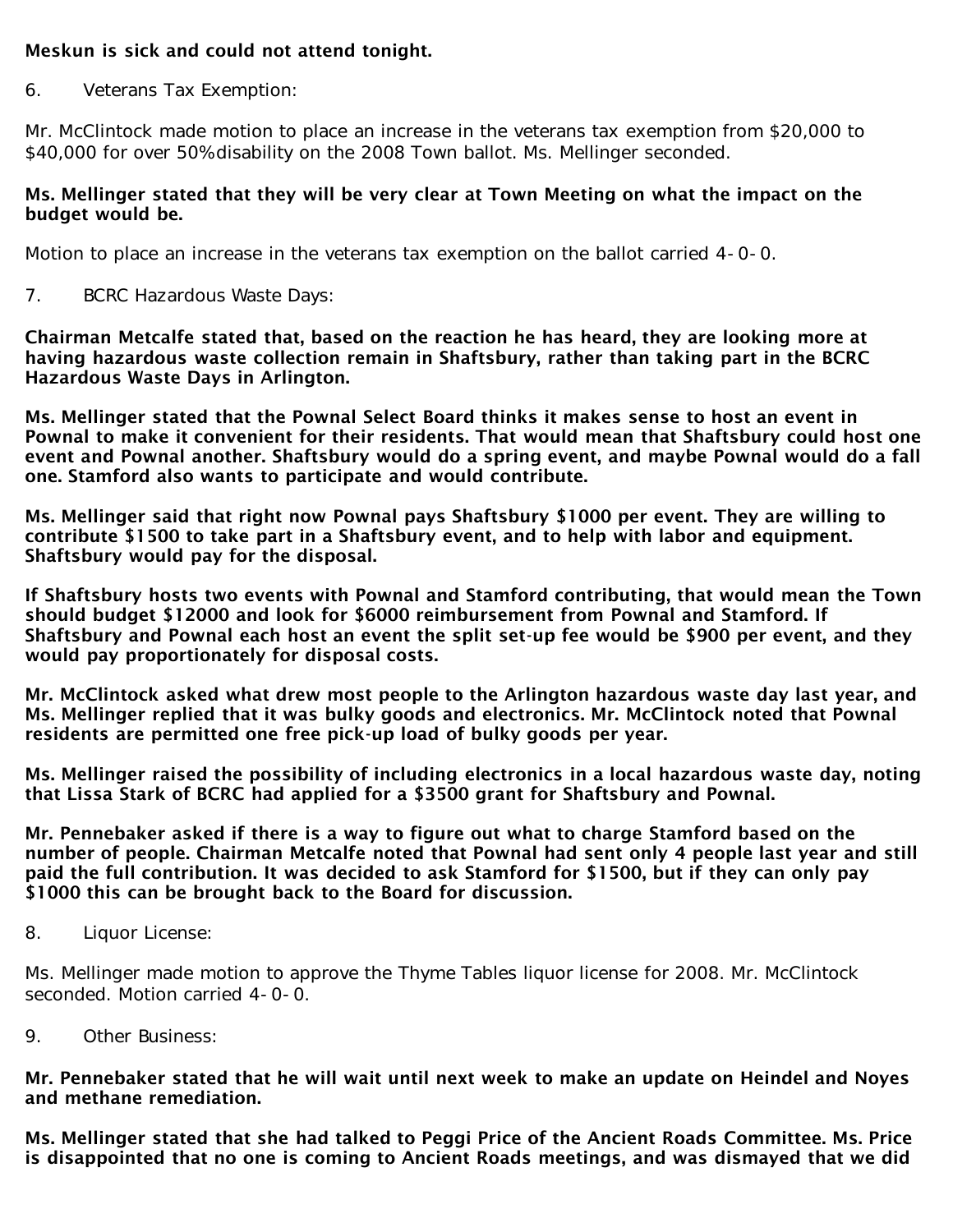**Meskun is sick and could not attend tonight.**

6. Veterans Tax Exemption:

Mr. McClintock made motion to place an increase in the veterans tax exemption from $20,000 to $40,000 for over 50%disability on the 2008 Town ballot. Ms. Mellinger seconded.

**Ms. Mellinger stated that they will be very clear at Town Meeting on what the impact on the budget would be.**

Motion to place an increase in the veterans tax exemption on the ballot carried 4-0-0.

7. BCRC Hazardous Waste Days:

**Chairman Metcalfe stated that, based on the reaction he has heard, they are looking more at having hazardous waste collection remain in Shaftsbury, rather than taking part in the BCRC Hazardous Waste Days in Arlington.**

**Ms. Mellinger stated that the Pownal Select Board thinks it makes sense to host an event in Pownal to make it convenient for their residents. That would mean that Shaftsbury could host one event and Pownal another. Shaftsbury would do a spring event, and maybe Pownal would do a fall one. Stamford also wants to participate and would contribute.**

**Ms. Mellinger said that right now Pownal pays Shaftsbury $1000 per event. They are willing to contribute $1500 to take part in a Shaftsbury event, and to help with labor and equipment. Shaftsbury would pay for the disposal.**

**If Shaftsbury hosts two events with Pownal and Stamford contributing, that would mean the Town should budget $12000 and look for $6000 reimbursement from Pownal and Stamford. If Shaftsbury and Pownal each host an event the split set-up fee would be $900 per event, and they would pay proportionately for disposal costs.**

**Mr. McClintock asked what drew most people to the Arlington hazardous waste day last year, and Ms. Mellinger replied that it was bulky goods and electronics. Mr. McClintock noted that Pownal residents are permitted one free pick-up load of bulky goods per year.**

**Ms. Mellinger raised the possibility of including electronics in a local hazardous waste day, noting that Lissa Stark of BCRC had applied for a $3500 grant for Shaftsbury and Pownal.**

**Mr. Pennebaker asked if there is a way to figure out what to charge Stamford based on the number of people. Chairman Metcalfe noted that Pownal had sent only 4 people last year and still paid the full contribution. It was decided to ask Stamford for $1500, but if they can only pay $1000 this can be brought back to the Board for discussion.**

8. Liquor License:

Ms. Mellinger made motion to approve the Thyme Tables liquor license for 2008. Mr. McClintock seconded. Motion carried 4-0-0.

9. Other Business:

**Mr. Pennebaker stated that he will wait until next week to make an update on Heindel and Noyes and methane remediation.**

**Ms. Mellinger stated that she had talked to Peggi Price of the Ancient Roads Committee. Ms. Price is disappointed that no one is coming to Ancient Roads meetings, and was dismayed that we did**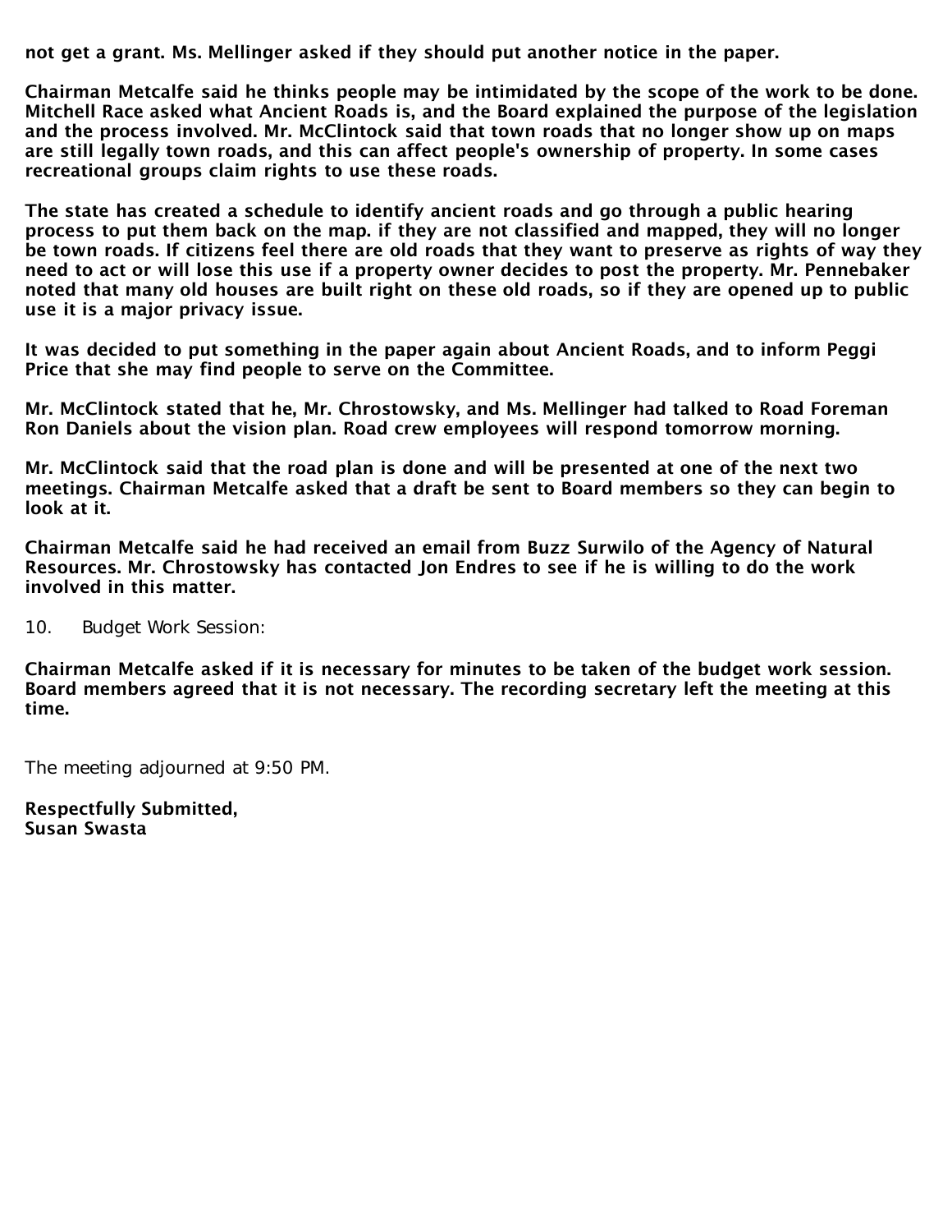**not get a grant. Ms. Mellinger asked if they should put another notice in the paper.**

**Chairman Metcalfe said he thinks people may be intimidated by the scope of the work to be done. Mitchell Race asked what Ancient Roads is, and the Board explained the purpose of the legislation and the process involved. Mr. McClintock said that town roads that no longer show up on maps are still legally town roads, and this can affect people's ownership of property. In some cases recreational groups claim rights to use these roads.**

**The state has created a schedule to identify ancient roads and go through a public hearing process to put them back on the map. if they are not classified and mapped, they will no longer be town roads. If citizens feel there are old roads that they want to preserve as rights of way they need to act or will lose this use if a property owner decides to post the property. Mr. Pennebaker noted that many old houses are built right on these old roads, so if they are opened up to public use it is a major privacy issue.**

**It was decided to put something in the paper again about Ancient Roads, and to inform Peggi Price that she may find people to serve on the Committee.**

**Mr. McClintock stated that he, Mr. Chrostowsky, and Ms. Mellinger had talked to Road Foreman Ron Daniels about the vision plan. Road crew employees will respond tomorrow morning.**

**Mr. McClintock said that the road plan is done and will be presented at one of the next two meetings. Chairman Metcalfe asked that a draft be sent to Board members so they can begin to look at it.**

**Chairman Metcalfe said he had received an email from Buzz Surwilo of the Agency of Natural Resources. Mr. Chrostowsky has contacted Jon Endres to see if he is willing to do the work involved in this matter.**

10. Budget Work Session:

**Chairman Metcalfe asked if it is necessary for minutes to be taken of the budget work session. Board members agreed that it is not necessary. The recording secretary left the meeting at this time.**

The meeting adjourned at 9:50 PM.

**Respectfully Submitted,**
**Susan Swasta**